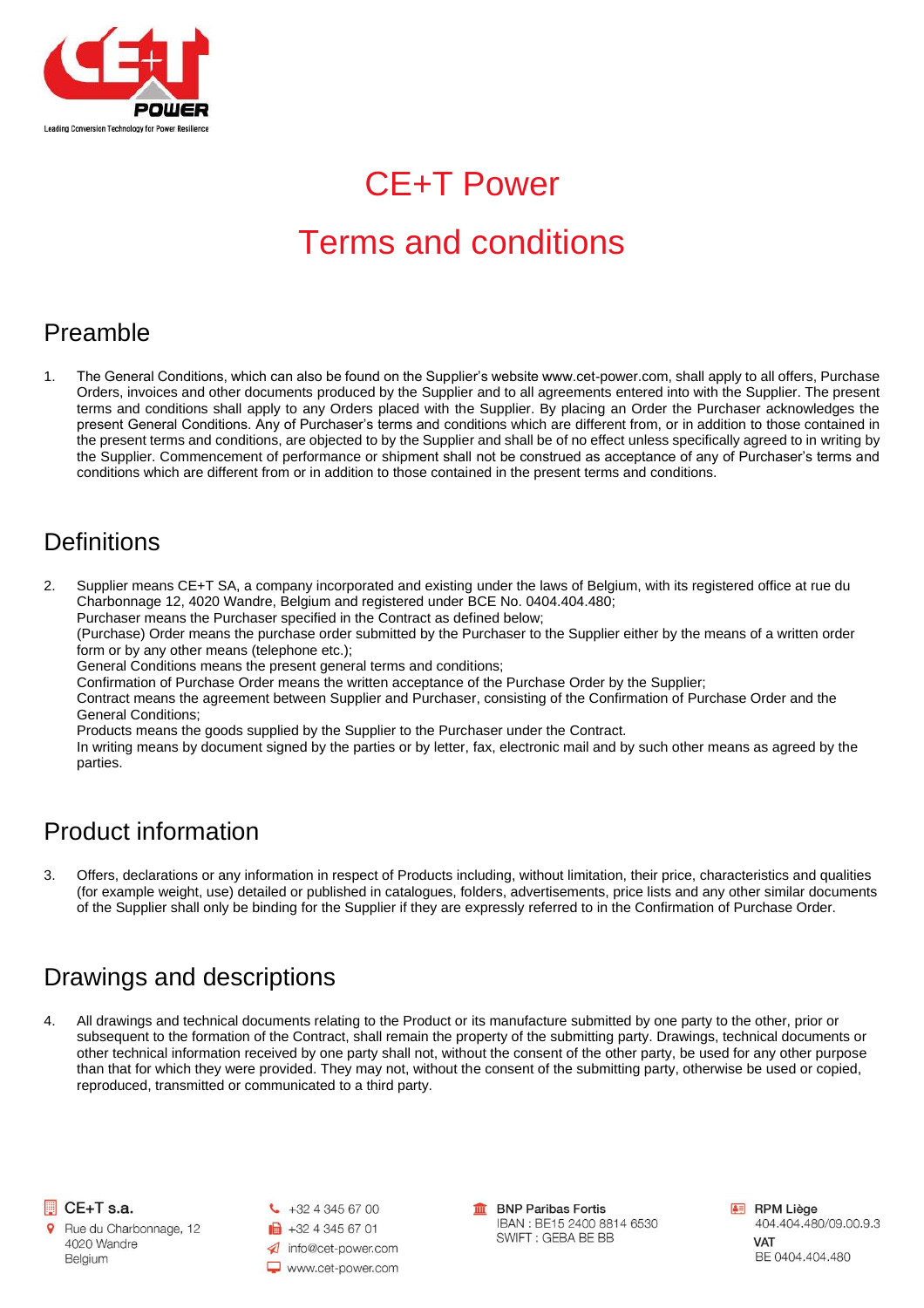# CE+T Power

# Terms and conditions

## Preamble

1. The General Conditions, which can also be found on the Supplier's website www.cet-power.com, shall apply to all offers, Purchase Orders, invoices and other documents produced by the Supplier and to all agreements entered into with the Supplier. The present terms and conditions shall apply to any Orders placed with the Supplier. By placing an Order the Purchaser acknowledges the present General Conditions. Any of Purchaser's terms and conditions which are different from, or in addition to those contained in the present terms and conditions, are objected to by the Supplier and shall be of no effect unless specifically agreed to in writing by the Supplier. Commencement of performance or shipment shall not be construed as acceptance of any of Purchaser's terms and conditions which are different from or in addition to those contained in the present terms and conditions.

## Definitions

2. Supplier means CE+T SA, a company incorporated and existing under the laws of Belgium, with its registered office at rue du Charbonnage 12, 4020 Wandre, Belgium and registered under BCE No. 0404.404.480;
   Purchaser means the Purchaser specified in the Contract as defined below;
   (Purchase) Order means the purchase order submitted by the Purchaser to the Supplier either by the means of a written order form or by any other means (telephone etc.);
   General Conditions means the present general terms and conditions;
   Confirmation of Purchase Order means the written acceptance of the Purchase Order by the Supplier;
   Contract means the agreement between Supplier and Purchaser, consisting of the Confirmation of Purchase Order and the General Conditions;
   Products means the goods supplied by the Supplier to the Purchaser under the Contract.
   In writing means by document signed by the parties or by letter, fax, electronic mail and by such other means as agreed by the parties.

## Product information

3. Offers, declarations or any information in respect of Products including, without limitation, their price, characteristics and qualities (for example weight, use) detailed or published in catalogues, folders, advertisements, price lists and any other similar documents of the Supplier shall only be binding for the Supplier if they are expressly referred to in the Confirmation of Purchase Order.

## Drawings and descriptions

4. All drawings and technical documents relating to the Product or its manufacture submitted by one party to the other, prior or subsequent to the formation of the Contract, shall remain the property of the submitting party. Drawings, technical documents or other technical information received by one party shall not, without the consent of the other party, be used for any other purpose than that for which they were provided. They may not, without the consent of the submitting party, otherwise be used or copied, reproduced, transmitted or communicated to a third party.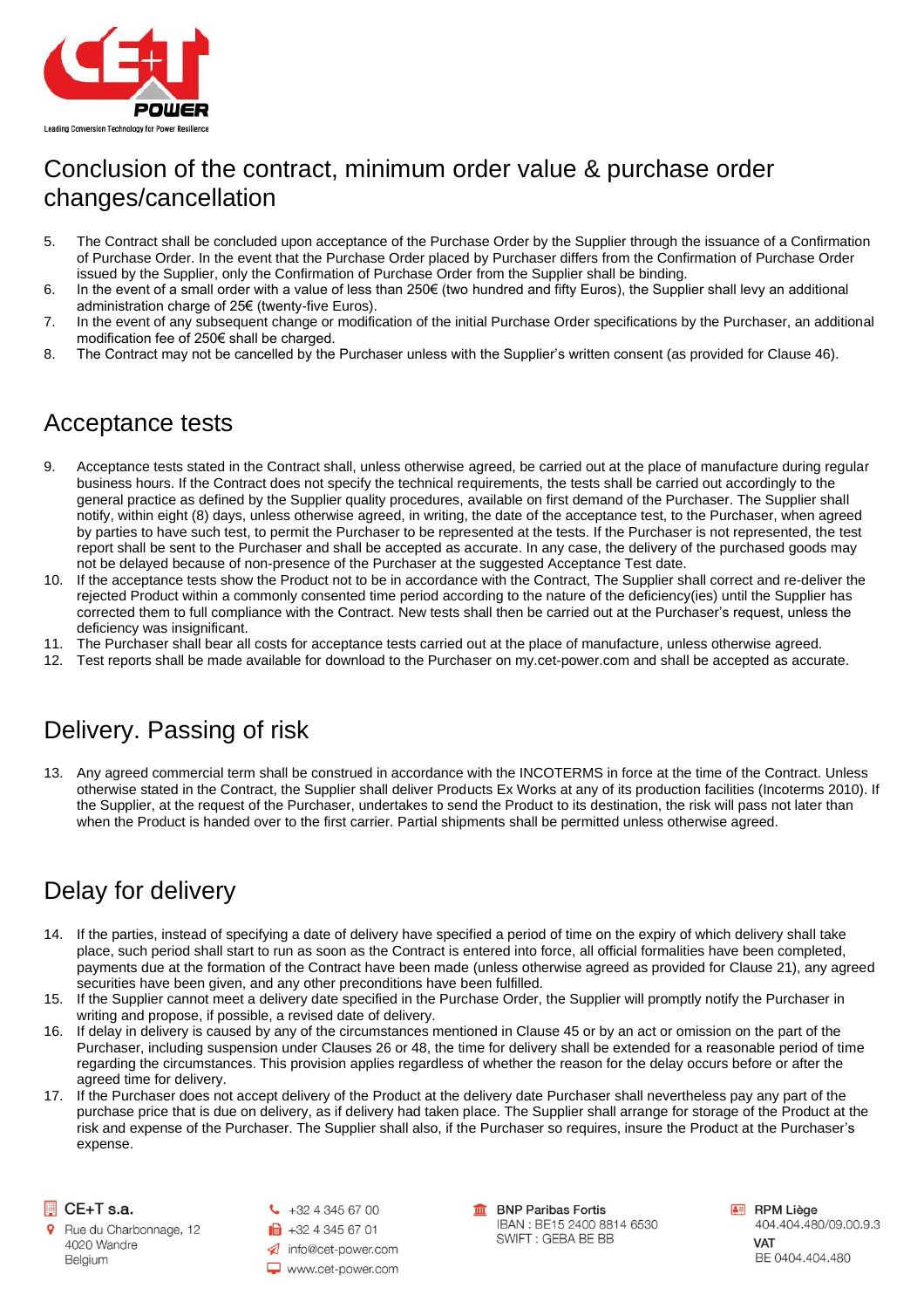## Conclusion of the contract, minimum order value & purchase order changes/cancellation

5. The Contract shall be concluded upon acceptance of the Purchase Order by the Supplier through the issuance of a Confirmation of Purchase Order. In the event that the Purchase Order placed by Purchaser differs from the Confirmation of Purchase Order issued by the Supplier, only the Confirmation of Purchase Order from the Supplier shall be binding.
6. In the event of a small order with a value of less than 250€ (two hundred and fifty Euros), the Supplier shall levy an additional administration charge of 25€ (twenty-five Euros).
7. In the event of any subsequent change or modification of the initial Purchase Order specifications by the Purchaser, an additional modification fee of 250€ shall be charged.
8. The Contract may not be cancelled by the Purchaser unless with the Supplier's written consent (as provided for Clause 46).

## Acceptance tests

9. Acceptance tests stated in the Contract shall, unless otherwise agreed, be carried out at the place of manufacture during regular business hours. If the Contract does not specify the technical requirements, the tests shall be carried out accordingly to the general practice as defined by the Supplier quality procedures, available on first demand of the Purchaser. The Supplier shall notify, within eight (8) days, unless otherwise agreed, in writing, the date of the acceptance test, to the Purchaser, when agreed by parties to have such test, to permit the Purchaser to be represented at the tests. If the Purchaser is not represented, the test report shall be sent to the Purchaser and shall be accepted as accurate. In any case, the delivery of the purchased goods may not be delayed because of non-presence of the Purchaser at the suggested Acceptance Test date.
10. If the acceptance tests show the Product not to be in accordance with the Contract, The Supplier shall correct and re-deliver the rejected Product within a commonly consented time period according to the nature of the deficiency(ies) until the Supplier has corrected them to full compliance with the Contract. New tests shall then be carried out at the Purchaser's request, unless the deficiency was insignificant.
11. The Purchaser shall bear all costs for acceptance tests carried out at the place of manufacture, unless otherwise agreed.
12. Test reports shall be made available for download to the Purchaser on my.cet-power.com and shall be accepted as accurate.

## Delivery. Passing of risk

13. Any agreed commercial term shall be construed in accordance with the INCOTERMS in force at the time of the Contract. Unless otherwise stated in the Contract, the Supplier shall deliver Products Ex Works at any of its production facilities (Incoterms 2010). If the Supplier, at the request of the Purchaser, undertakes to send the Product to its destination, the risk will pass not later than when the Product is handed over to the first carrier. Partial shipments shall be permitted unless otherwise agreed.

## Delay for delivery

14. If the parties, instead of specifying a date of delivery have specified a period of time on the expiry of which delivery shall take place, such period shall start to run as soon as the Contract is entered into force, all official formalities have been completed, payments due at the formation of the Contract have been made (unless otherwise agreed as provided for Clause 21), any agreed securities have been given, and any other preconditions have been fulfilled.
15. If the Supplier cannot meet a delivery date specified in the Purchase Order, the Supplier will promptly notify the Purchaser in writing and propose, if possible, a revised date of delivery.
16. If delay in delivery is caused by any of the circumstances mentioned in Clause 45 or by an act or omission on the part of the Purchaser, including suspension under Clauses 26 or 48, the time for delivery shall be extended for a reasonable period of time regarding the circumstances. This provision applies regardless of whether the reason for the delay occurs before or after the agreed time for delivery.
17. If the Purchaser does not accept delivery of the Product at the delivery date Purchaser shall nevertheless pay any part of the purchase price that is due on delivery, as if delivery had taken place. The Supplier shall arrange for storage of the Product at the risk and expense of the Purchaser. The Supplier shall also, if the Purchaser so requires, insure the Product at the Purchaser's expense.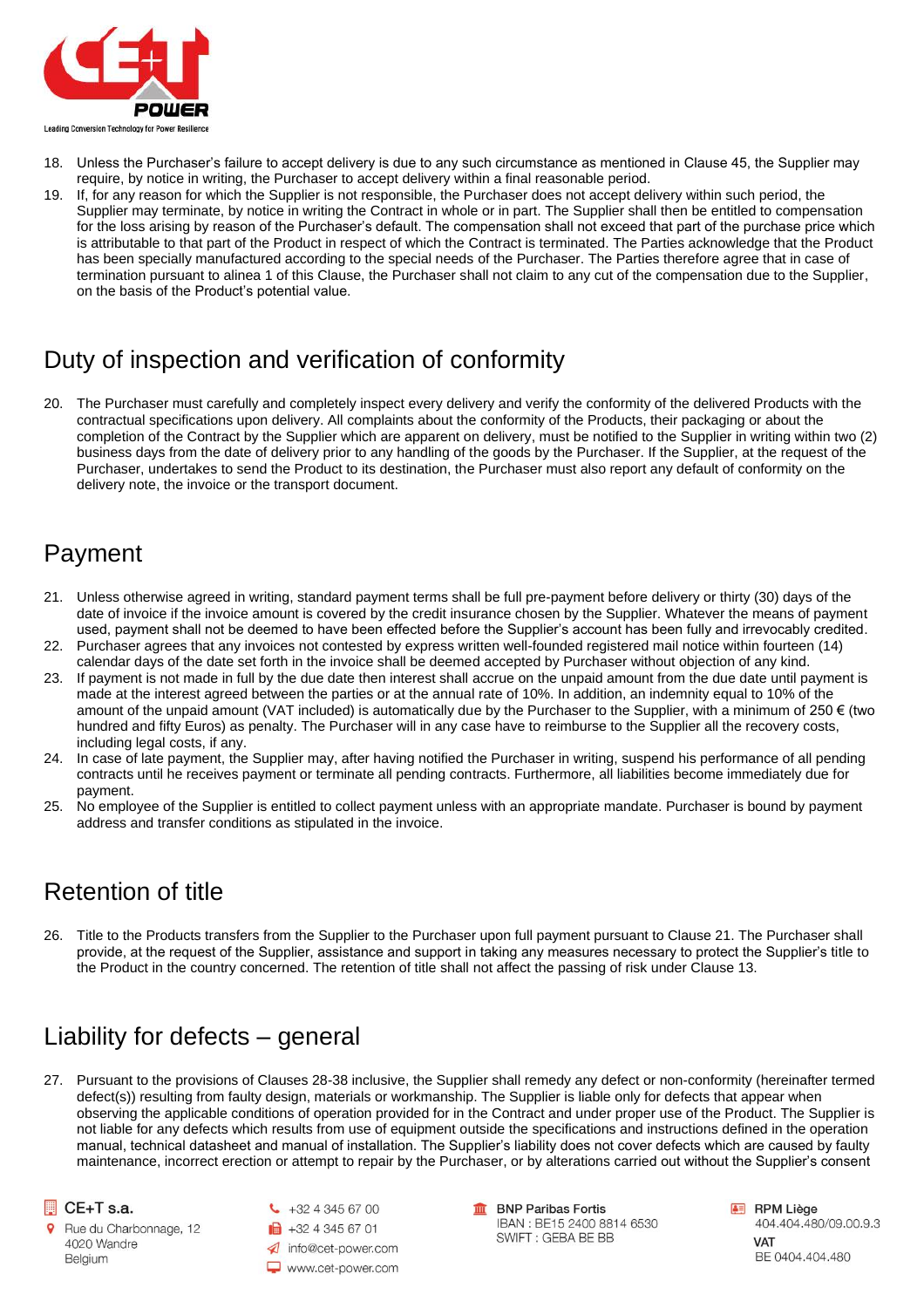18. Unless the Purchaser's failure to accept delivery is due to any such circumstance as mentioned in Clause 45, the Supplier may require, by notice in writing, the Purchaser to accept delivery within a final reasonable period.
19. If, for any reason for which the Supplier is not responsible, the Purchaser does not accept delivery within such period, the Supplier may terminate, by notice in writing the Contract in whole or in part. The Supplier shall then be entitled to compensation for the loss arising by reason of the Purchaser's default. The compensation shall not exceed that part of the purchase price which is attributable to that part of the Product in respect of which the Contract is terminated. The Parties acknowledge that the Product has been specially manufactured according to the special needs of the Purchaser. The Parties therefore agree that in case of termination pursuant to alinea 1 of this Clause, the Purchaser shall not claim to any cut of the compensation due to the Supplier, on the basis of the Product's potential value.

## Duty of inspection and verification of conformity

20. The Purchaser must carefully and completely inspect every delivery and verify the conformity of the delivered Products with the contractual specifications upon delivery. All complaints about the conformity of the Products, their packaging or about the completion of the Contract by the Supplier which are apparent on delivery, must be notified to the Supplier in writing within two (2) business days from the date of delivery prior to any handling of the goods by the Purchaser. If the Supplier, at the request of the Purchaser, undertakes to send the Product to its destination, the Purchaser must also report any default of conformity on the delivery note, the invoice or the transport document.

## Payment

21. Unless otherwise agreed in writing, standard payment terms shall be full pre-payment before delivery or thirty (30) days of the date of invoice if the invoice amount is covered by the credit insurance chosen by the Supplier. Whatever the means of payment used, payment shall not be deemed to have been effected before the Supplier's account has been fully and irrevocably credited.
22. Purchaser agrees that any invoices not contested by express written well-founded registered mail notice within fourteen (14) calendar days of the date set forth in the invoice shall be deemed accepted by Purchaser without objection of any kind.
23. If payment is not made in full by the due date then interest shall accrue on the unpaid amount from the due date until payment is made at the interest agreed between the parties or at the annual rate of 10%. In addition, an indemnity equal to 10% of the amount of the unpaid amount (VAT included) is automatically due by the Purchaser to the Supplier, with a minimum of 250 € (two hundred and fifty Euros) as penalty. The Purchaser will in any case have to reimburse to the Supplier all the recovery costs, including legal costs, if any.
24. In case of late payment, the Supplier may, after having notified the Purchaser in writing, suspend his performance of all pending contracts until he receives payment or terminate all pending contracts. Furthermore, all liabilities become immediately due for payment.
25. No employee of the Supplier is entitled to collect payment unless with an appropriate mandate. Purchaser is bound by payment address and transfer conditions as stipulated in the invoice.

## Retention of title

26. Title to the Products transfers from the Supplier to the Purchaser upon full payment pursuant to Clause 21. The Purchaser shall provide, at the request of the Supplier, assistance and support in taking any measures necessary to protect the Supplier's title to the Product in the country concerned. The retention of title shall not affect the passing of risk under Clause 13.

## Liability for defects – general

27. Pursuant to the provisions of Clauses 28-38 inclusive, the Supplier shall remedy any defect or non-conformity (hereinafter termed defect(s)) resulting from faulty design, materials or workmanship. The Supplier is liable only for defects that appear when observing the applicable conditions of operation provided for in the Contract and under proper use of the Product. The Supplier is not liable for any defects which results from use of equipment outside the specifications and instructions defined in the operation manual, technical datasheet and manual of installation. The Supplier's liability does not cover defects which are caused by faulty maintenance, incorrect erection or attempt to repair by the Purchaser, or by alterations carried out without the Supplier's consent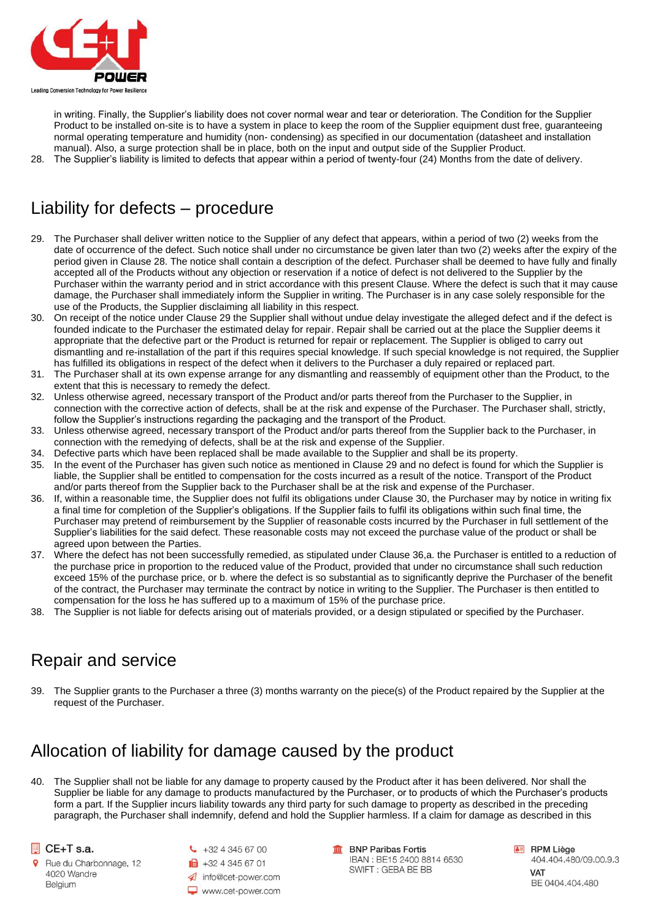in writing. Finally, the Supplier's liability does not cover normal wear and tear or deterioration. The Condition for the Supplier Product to be installed on-site is to have a system in place to keep the room of the Supplier equipment dust free, guaranteeing normal operating temperature and humidity (non- condensing) as specified in our documentation (datasheet and installation manual). Also, a surge protection shall be in place, both on the input and output side of the Supplier Product.

28. The Supplier's liability is limited to defects that appear within a period of twenty-four (24) Months from the date of delivery.

# Liability for defects – procedure

29. The Purchaser shall deliver written notice to the Supplier of any defect that appears, within a period of two (2) weeks from the date of occurrence of the defect. Such notice shall under no circumstance be given later than two (2) weeks after the expiry of the period given in Clause 28. The notice shall contain a description of the defect. Purchaser shall be deemed to have fully and finally accepted all of the Products without any objection or reservation if a notice of defect is not delivered to the Supplier by the Purchaser within the warranty period and in strict accordance with this present Clause. Where the defect is such that it may cause damage, the Purchaser shall immediately inform the Supplier in writing. The Purchaser is in any case solely responsible for the use of the Products, the Supplier disclaiming all liability in this respect.
30. On receipt of the notice under Clause 29 the Supplier shall without undue delay investigate the alleged defect and if the defect is founded indicate to the Purchaser the estimated delay for repair. Repair shall be carried out at the place the Supplier deems it appropriate that the defective part or the Product is returned for repair or replacement. The Supplier is obliged to carry out dismantling and re-installation of the part if this requires special knowledge. If such special knowledge is not required, the Supplier has fulfilled its obligations in respect of the defect when it delivers to the Purchaser a duly repaired or replaced part.
31. The Purchaser shall at its own expense arrange for any dismantling and reassembly of equipment other than the Product, to the extent that this is necessary to remedy the defect.
32. Unless otherwise agreed, necessary transport of the Product and/or parts thereof from the Purchaser to the Supplier, in connection with the corrective action of defects, shall be at the risk and expense of the Purchaser. The Purchaser shall, strictly, follow the Supplier's instructions regarding the packaging and the transport of the Product.
33. Unless otherwise agreed, necessary transport of the Product and/or parts thereof from the Supplier back to the Purchaser, in connection with the remedying of defects, shall be at the risk and expense of the Supplier.
34. Defective parts which have been replaced shall be made available to the Supplier and shall be its property.
35. In the event of the Purchaser has given such notice as mentioned in Clause 29 and no defect is found for which the Supplier is liable, the Supplier shall be entitled to compensation for the costs incurred as a result of the notice. Transport of the Product and/or parts thereof from the Supplier back to the Purchaser shall be at the risk and expense of the Purchaser.
36. If, within a reasonable time, the Supplier does not fulfil its obligations under Clause 30, the Purchaser may by notice in writing fix a final time for completion of the Supplier's obligations. If the Supplier fails to fulfil its obligations within such final time, the Purchaser may pretend of reimbursement by the Supplier of reasonable costs incurred by the Purchaser in full settlement of the Supplier's liabilities for the said defect. These reasonable costs may not exceed the purchase value of the product or shall be agreed upon between the Parties.
37. Where the defect has not been successfully remedied, as stipulated under Clause 36,a. the Purchaser is entitled to a reduction of the purchase price in proportion to the reduced value of the Product, provided that under no circumstance shall such reduction exceed 15% of the purchase price, or b. where the defect is so substantial as to significantly deprive the Purchaser of the benefit of the contract, the Purchaser may terminate the contract by notice in writing to the Supplier. The Purchaser is then entitled to compensation for the loss he has suffered up to a maximum of 15% of the purchase price.
38. The Supplier is not liable for defects arising out of materials provided, or a design stipulated or specified by the Purchaser.

# Repair and service

39. The Supplier grants to the Purchaser a three (3) months warranty on the piece(s) of the Product repaired by the Supplier at the request of the Purchaser.

# Allocation of liability for damage caused by the product

40. The Supplier shall not be liable for any damage to property caused by the Product after it has been delivered. Nor shall the Supplier be liable for any damage to products manufactured by the Purchaser, or to products of which the Purchaser's products form a part. If the Supplier incurs liability towards any third party for such damage to property as described in the preceding paragraph, the Purchaser shall indemnify, defend and hold the Supplier harmless. If a claim for damage as described in this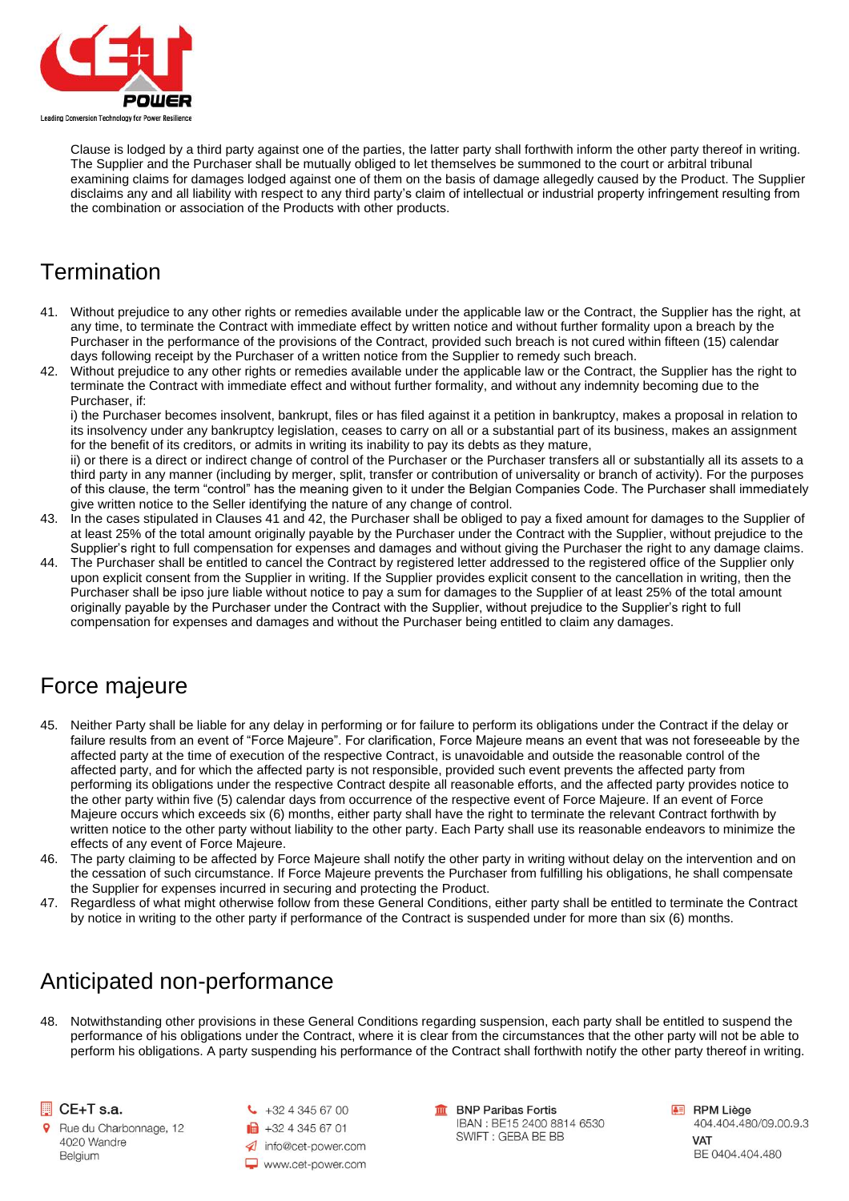Clause is lodged by a third party against one of the parties, the latter party shall forthwith inform the other party thereof in writing. The Supplier and the Purchaser shall be mutually obliged to let themselves be summoned to the court or arbitral tribunal examining claims for damages lodged against one of them on the basis of damage allegedly caused by the Product. The Supplier disclaims any and all liability with respect to any third party's claim of intellectual or industrial property infringement resulting from the combination or association of the Products with other products.

## Termination

41. Without prejudice to any other rights or remedies available under the applicable law or the Contract, the Supplier has the right, at any time, to terminate the Contract with immediate effect by written notice and without further formality upon a breach by the Purchaser in the performance of the provisions of the Contract, provided such breach is not cured within fifteen (15) calendar days following receipt by the Purchaser of a written notice from the Supplier to remedy such breach.
42. Without prejudice to any other rights or remedies available under the applicable law or the Contract, the Supplier has the right to terminate the Contract with immediate effect and without further formality, and without any indemnity becoming due to the Purchaser, if:
    i) the Purchaser becomes insolvent, bankrupt, files or has filed against it a petition in bankruptcy, makes a proposal in relation to its insolvency under any bankruptcy legislation, ceases to carry on all or a substantial part of its business, makes an assignment for the benefit of its creditors, or admits in writing its inability to pay its debts as they mature,
    ii) or there is a direct or indirect change of control of the Purchaser or the Purchaser transfers all or substantially all its assets to a third party in any manner (including by merger, split, transfer or contribution of universality or branch of activity). For the purposes of this clause, the term "control" has the meaning given to it under the Belgian Companies Code. The Purchaser shall immediately give written notice to the Seller identifying the nature of any change of control.
43. In the cases stipulated in Clauses 41 and 42, the Purchaser shall be obliged to pay a fixed amount for damages to the Supplier of at least 25% of the total amount originally payable by the Purchaser under the Contract with the Supplier, without prejudice to the Supplier's right to full compensation for expenses and damages and without giving the Purchaser the right to any damage claims.
44. The Purchaser shall be entitled to cancel the Contract by registered letter addressed to the registered office of the Supplier only upon explicit consent from the Supplier in writing. If the Supplier provides explicit consent to the cancellation in writing, then the Purchaser shall be ipso jure liable without notice to pay a sum for damages to the Supplier of at least 25% of the total amount originally payable by the Purchaser under the Contract with the Supplier, without prejudice to the Supplier's right to full compensation for expenses and damages and without the Purchaser being entitled to claim any damages.

## Force majeure

45. Neither Party shall be liable for any delay in performing or for failure to perform its obligations under the Contract if the delay or failure results from an event of "Force Majeure". For clarification, Force Majeure means an event that was not foreseeable by the affected party at the time of execution of the respective Contract, is unavoidable and outside the reasonable control of the affected party, and for which the affected party is not responsible, provided such event prevents the affected party from performing its obligations under the respective Contract despite all reasonable efforts, and the affected party provides notice to the other party within five (5) calendar days from occurrence of the respective event of Force Majeure. If an event of Force Majeure occurs which exceeds six (6) months, either party shall have the right to terminate the relevant Contract forthwith by written notice to the other party without liability to the other party. Each Party shall use its reasonable endeavors to minimize the effects of any event of Force Majeure.
46. The party claiming to be affected by Force Majeure shall notify the other party in writing without delay on the intervention and on the cessation of such circumstance. If Force Majeure prevents the Purchaser from fulfilling his obligations, he shall compensate the Supplier for expenses incurred in securing and protecting the Product.
47. Regardless of what might otherwise follow from these General Conditions, either party shall be entitled to terminate the Contract by notice in writing to the other party if performance of the Contract is suspended under for more than six (6) months.

## Anticipated non-performance

48. Notwithstanding other provisions in these General Conditions regarding suspension, each party shall be entitled to suspend the performance of his obligations under the Contract, where it is clear from the circumstances that the other party will not be able to perform his obligations. A party suspending his performance of the Contract shall forthwith notify the other party thereof in writing.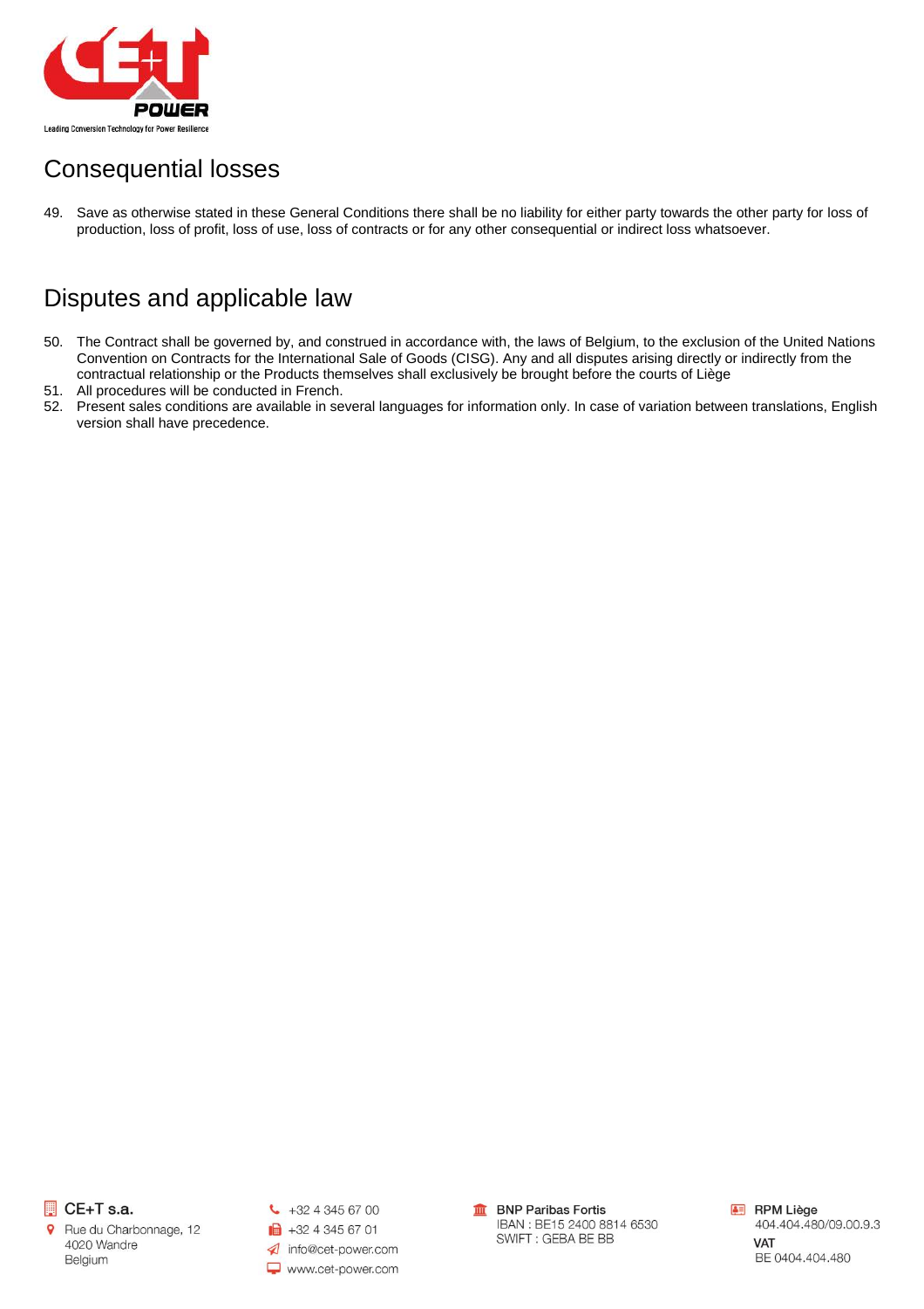## Consequential losses

49. Save as otherwise stated in these General Conditions there shall be no liability for either party towards the other party for loss of production, loss of profit, loss of use, loss of contracts or for any other consequential or indirect loss whatsoever.

## Disputes and applicable law

50. The Contract shall be governed by, and construed in accordance with, the laws of Belgium, to the exclusion of the United Nations Convention on Contracts for the International Sale of Goods (CISG). Any and all disputes arising directly or indirectly from the contractual relationship or the Products themselves shall exclusively be brought before the courts of Liège
51. All procedures will be conducted in French.
52. Present sales conditions are available in several languages for information only. In case of variation between translations, English version shall have precedence.